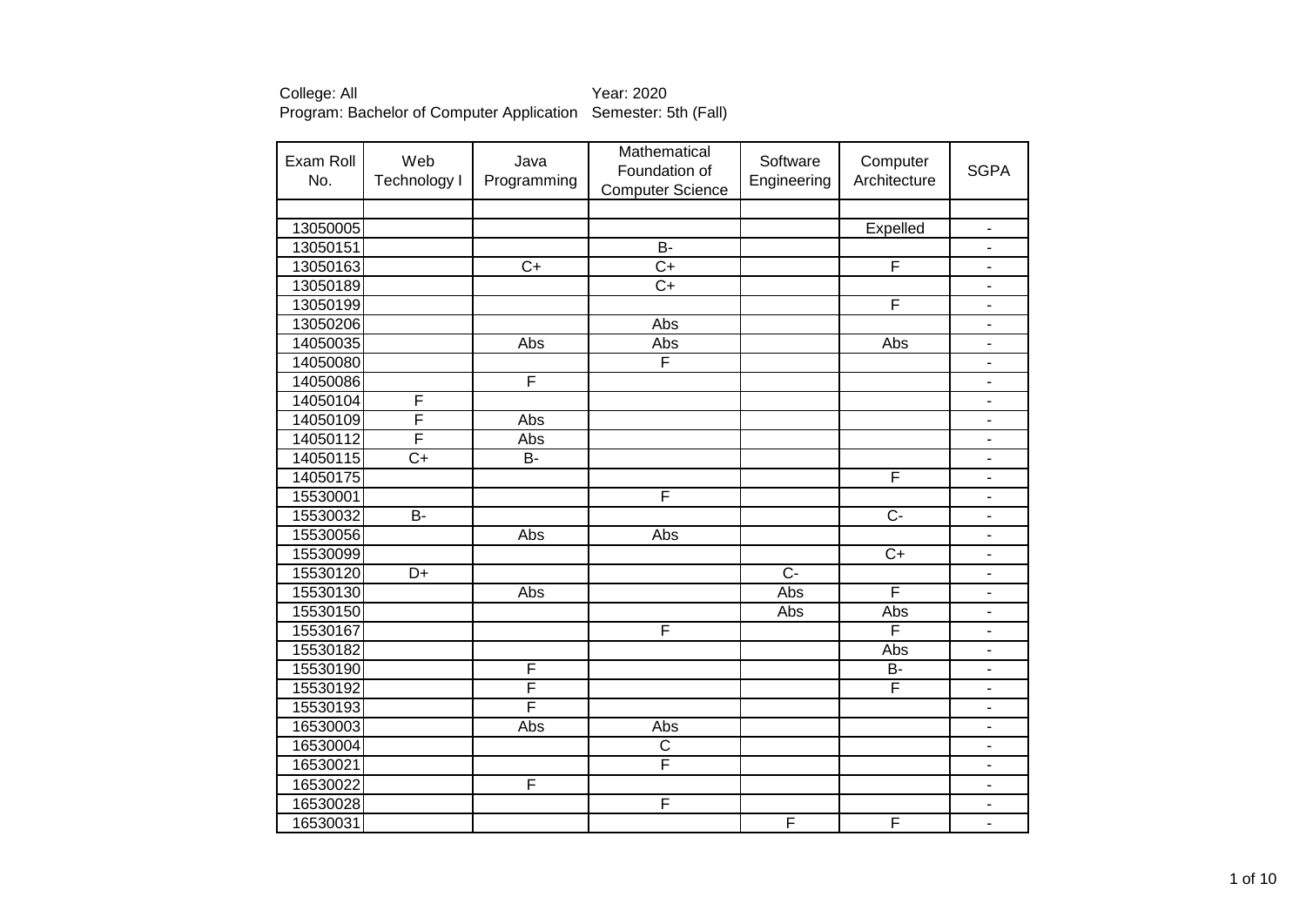College: All  
Program: Bachelor of Computer Application  
Year: 2020  
Semester: 5th (Fall)

| Exam Roll No. | Web Technology I | Java Programming | Mathematical Foundation of Computer Science | Software Engineering | Computer Architecture | SGPA |
|---|---|---|---|---|---|---|
| | | | | | | |
| 13050005 | | | | | Expelled | - |
| 13050151 | | | B- | | | - |
| 13050163 | | C+ | C+ | | F | - |
| 13050189 | | | C+ | | | - |
| 13050199 | | | | | F | - |
| 13050206 | | | Abs | | | - |
| 14050035 | | Abs | Abs | | Abs | - |
| 14050080 | | | F | | | - |
| 14050086 | | F | | | | - |
| 14050104 | F | | | | | - |
| 14050109 | F | Abs | | | | - |
| 14050112 | F | Abs | | | | - |
| 14050115 | C+ | B- | | | | - |
| 14050175 | | | | | F | - |
| 15530001 | | | F | | | - |
| 15530032 | B- | | | | C- | - |
| 15530056 | | Abs | Abs | | | - |
| 15530099 | | | | | C+ | - |
| 15530120 | D+ | | | C- | | - |
| 15530130 | | Abs | | Abs | F | - |
| 15530150 | | | | Abs | Abs | - |
| 15530167 | | | F | | F | - |
| 15530182 | | | | | Abs | - |
| 15530190 | | F | | | B- | - |
| 15530192 | | F | | | F | - |
| 15530193 | | F | | | | - |
| 16530003 | | Abs | Abs | | | - |
| 16530004 | | | C | | | - |
| 16530021 | | | F | | | - |
| 16530022 | | F | | | | - |
| 16530028 | | | F | | | - |
| 16530031 | | | | F | F | - |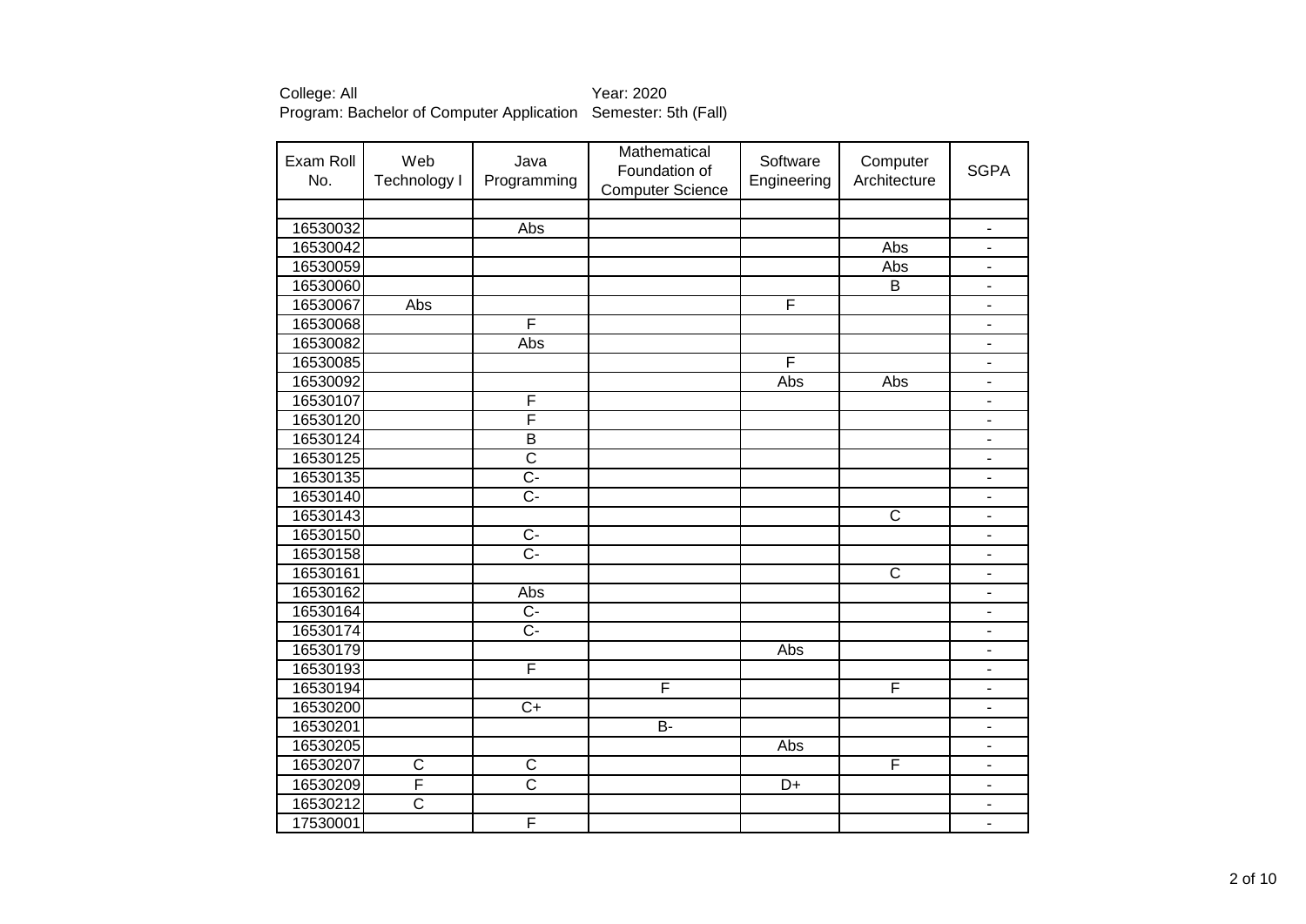College: All
Program: Bachelor of Computer Application

Year: 2020
Semester: 5th (Fall)

| Exam Roll No. | Web Technology I | Java Programming | Mathematical Foundation of Computer Science | Software Engineering | Computer Architecture | SGPA |
|---|---|---|---|---|---|---|
| | | | | | | |
| 16530032 | | Abs | | | | - |
| 16530042 | | | | | Abs | - |
| 16530059 | | | | | Abs | - |
| 16530060 | | | | | B | - |
| 16530067 | Abs | | | F | | - |
| 16530068 | | F | | | | - |
| 16530082 | | Abs | | | | - |
| 16530085 | | | | F | | - |
| 16530092 | | | | Abs | Abs | - |
| 16530107 | | F | | | | - |
| 16530120 | | F | | | | - |
| 16530124 | | B | | | | - |
| 16530125 | | C | | | | - |
| 16530135 | | C- | | | | - |
| 16530140 | | C- | | | | - |
| 16530143 | | | | | C | - |
| 16530150 | | C- | | | | - |
| 16530158 | | C- | | | | - |
| 16530161 | | | | | C | - |
| 16530162 | | Abs | | | | - |
| 16530164 | | C- | | | | - |
| 16530174 | | C- | | | | - |
| 16530179 | | | | Abs | | - |
| 16530193 | | F | | | | - |
| 16530194 | | | F | | F | - |
| 16530200 | | C+ | | | | - |
| 16530201 | | | B- | | | - |
| 16530205 | | | | Abs | | - |
| 16530207 | C | C | | | F | - |
| 16530209 | F | C | | D+ | | - |
| 16530212 | C | | | | | - |
| 17530001 | | F | | | | - |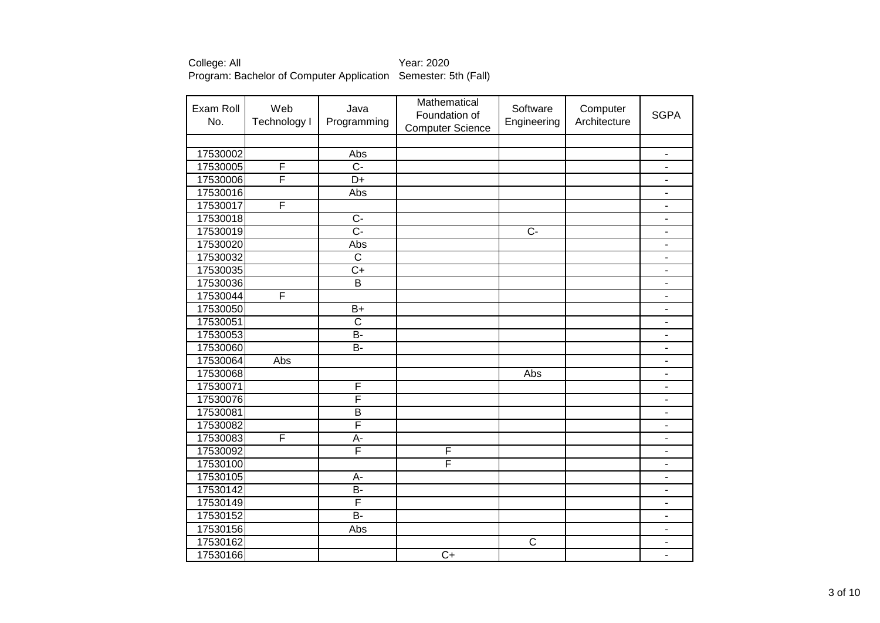College: All Year: 2020
Program: Bachelor of Computer Application Semester: 5th (Fall)

| Exam Roll No. | Web Technology I | Java Programming | Mathematical Foundation of Computer Science | Software Engineering | Computer Architecture | SGPA |
|---|---|---|---|---|---|---|
| | | | | | | |
| 17530002 | | Abs | | | | - |
| 17530005 | F | C- | | | | - |
| 17530006 | F | D+ | | | | - |
| 17530016 | | Abs | | | | - |
| 17530017 | F | | | | | - |
| 17530018 | | C- | | | | - |
| 17530019 | | C- | | C- | | - |
| 17530020 | | Abs | | | | - |
| 17530032 | | C | | | | - |
| 17530035 | | C+ | | | | - |
| 17530036 | | B | | | | - |
| 17530044 | F | | | | | - |
| 17530050 | | B+ | | | | - |
| 17530051 | | C | | | | - |
| 17530053 | | B- | | | | - |
| 17530060 | | B- | | | | - |
| 17530064 | Abs | | | | | - |
| 17530068 | | | | Abs | | - |
| 17530071 | | F | | | | - |
| 17530076 | | F | | | | - |
| 17530081 | | B | | | | - |
| 17530082 | | F | | | | - |
| 17530083 | F | A- | | | | - |
| 17530092 | | F | F | | | - |
| 17530100 | | | F | | | - |
| 17530105 | | A- | | | | - |
| 17530142 | | B- | | | | - |
| 17530149 | | F | | | | - |
| 17530152 | | B- | | | | - |
| 17530156 | | Abs | | | | - |
| 17530162 | | | | C | | - |
| 17530166 | | | C+ | | | - |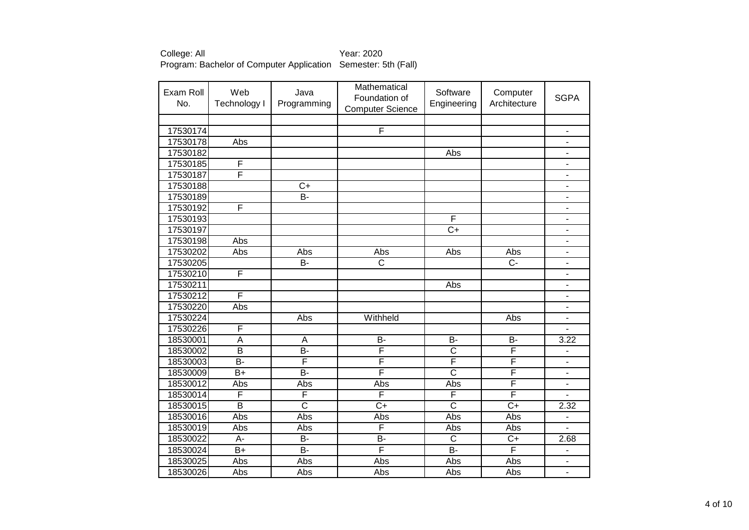College: All                                    Year: 2020
Program: Bachelor of Computer Application   Semester: 5th (Fall)

| Exam Roll No. | Web Technology I | Java Programming | Mathematical Foundation of Computer Science | Software Engineering | Computer Architecture | SGPA |
|---|---|---|---|---|---|---|
| | | | | | | |
| 17530174 | | | F | | | - |
| 17530178 | Abs | | | | | - |
| 17530182 | | | | Abs | | - |
| 17530185 | F | | | | | - |
| 17530187 | F | | | | | - |
| 17530188 | | C+ | | | | - |
| 17530189 | | B- | | | | - |
| 17530192 | F | | | | | - |
| 17530193 | | | | F | | - |
| 17530197 | | | | C+ | | - |
| 17530198 | Abs | | | | | - |
| 17530202 | Abs | Abs | Abs | Abs | Abs | - |
| 17530205 | | B- | C | | C- | - |
| 17530210 | F | | | | | - |
| 17530211 | | | | Abs | | - |
| 17530212 | F | | | | | - |
| 17530220 | Abs | | | | | - |
| 17530224 | | Abs | Withheld | | Abs | - |
| 17530226 | F | | | | | - |
| 18530001 | A | A | B- | B- | B- | 3.22 |
| 18530002 | B | B- | F | C | F | - |
| 18530003 | B- | F | F | F | F | - |
| 18530009 | B+ | B- | F | C | F | - |
| 18530012 | Abs | Abs | Abs | Abs | F | - |
| 18530014 | F | F | F | F | F | - |
| 18530015 | B | C | C+ | C | C+ | 2.32 |
| 18530016 | Abs | Abs | Abs | Abs | Abs | - |
| 18530019 | Abs | Abs | F | Abs | Abs | - |
| 18530022 | A- | B- | B- | C | C+ | 2.68 |
| 18530024 | B+ | B- | F | B- | F | - |
| 18530025 | Abs | Abs | Abs | Abs | Abs | - |
| 18530026 | Abs | Abs | Abs | Abs | Abs | - |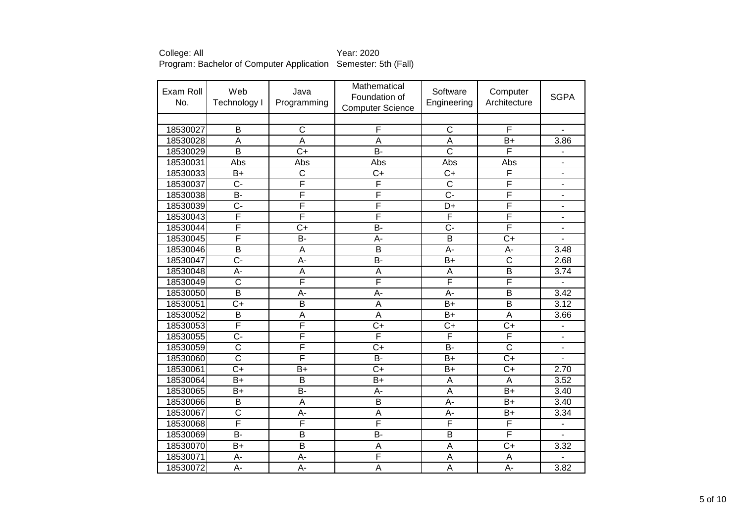College: All Year: 2020
Program: Bachelor of Computer Application Semester: 5th (Fall)

| Exam Roll No. | Web Technology I | Java Programming | Mathematical Foundation of Computer Science | Software Engineering | Computer Architecture | SGPA |
|---|---|---|---|---|---|---|
| | | | | | | |
| 18530027 | B | C | F | C | F | - |
| 18530028 | A | A | A | A | B+ | 3.86 |
| 18530029 | B | C+ | B- | C | F | - |
| 18530031 | Abs | Abs | Abs | Abs | Abs | - |
| 18530033 | B+ | C | C+ | C+ | F | - |
| 18530037 | C- | F | F | C | F | - |
| 18530038 | B- | F | F | C- | F | - |
| 18530039 | C- | F | F | D+ | F | - |
| 18530043 | F | F | F | F | F | - |
| 18530044 | F | C+ | B- | C- | F | - |
| 18530045 | F | B- | A- | B | C+ | - |
| 18530046 | B | A | B | A- | A- | 3.48 |
| 18530047 | C- | A- | B- | B+ | C | 2.68 |
| 18530048 | A- | A | A | A | B | 3.74 |
| 18530049 | C | F | F | F | F | - |
| 18530050 | B | A- | A- | A- | B | 3.42 |
| 18530051 | C+ | B | A | B+ | B | 3.12 |
| 18530052 | B | A | A | B+ | A | 3.66 |
| 18530053 | F | F | C+ | C+ | C+ | - |
| 18530055 | C- | F | F | F | F | - |
| 18530059 | C | F | C+ | B- | C | - |
| 18530060 | C | F | B- | B+ | C+ | - |
| 18530061 | C+ | B+ | C+ | B+ | C+ | 2.70 |
| 18530064 | B+ | B | B+ | A | A | 3.52 |
| 18530065 | B+ | B- | A- | A | B+ | 3.40 |
| 18530066 | B | A | B | A- | B+ | 3.40 |
| 18530067 | C | A- | A | A- | B+ | 3.34 |
| 18530068 | F | F | F | F | F | - |
| 18530069 | B- | B | B- | B | F | - |
| 18530070 | B+ | B | A | A | C+ | 3.32 |
| 18530071 | A- | A- | F | A | A | - |
| 18530072 | A- | A- | A | A | A- | 3.82 |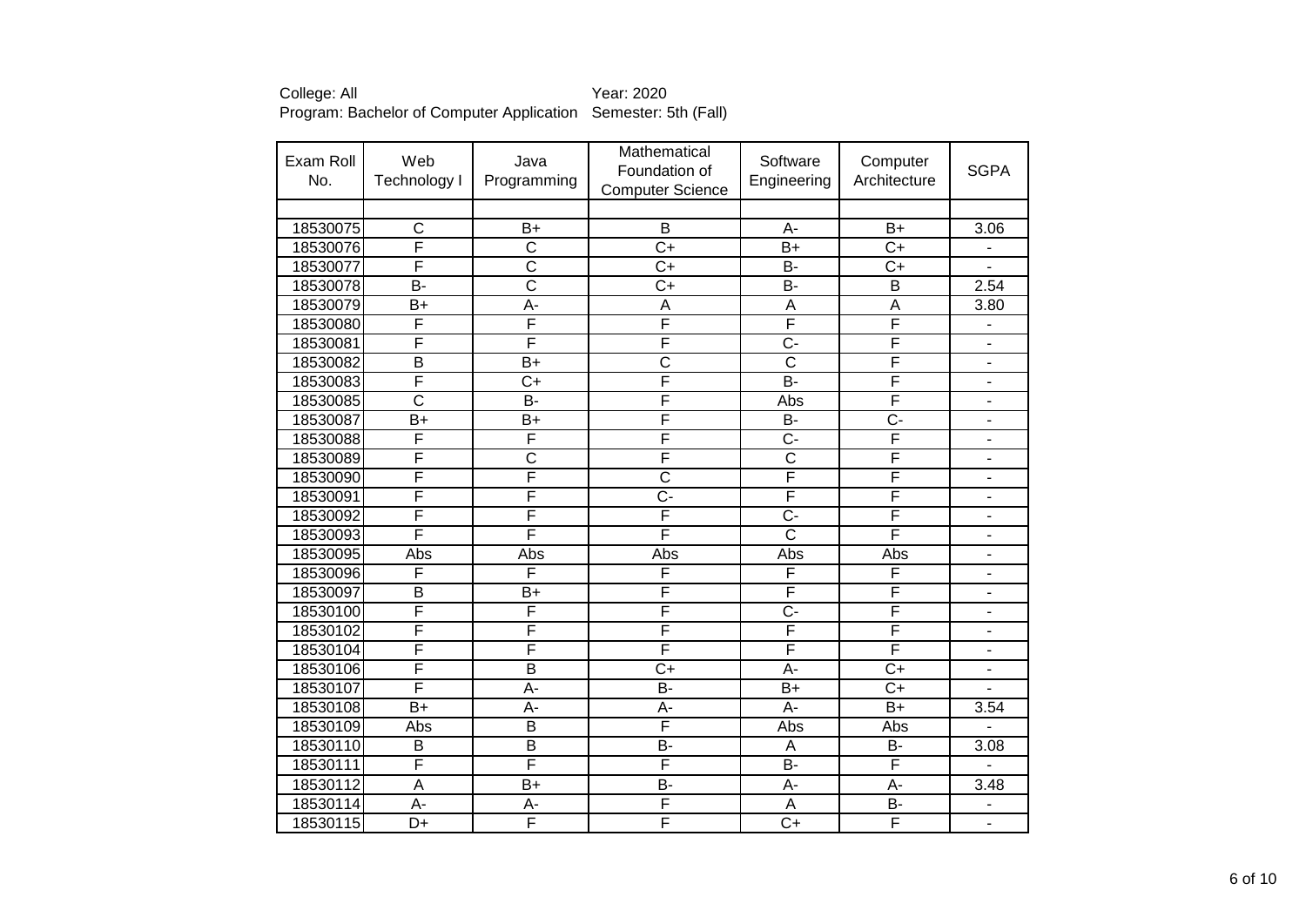College: All | Year: 2020
Program: Bachelor of Computer Application | Semester: 5th (Fall)

| Exam Roll No. | Web Technology I | Java Programming | Mathematical Foundation of Computer Science | Software Engineering | Computer Architecture | SGPA |
|---|---|---|---|---|---|---|
| | | | | | | |
| 18530075 | C | B+ | B | A- | B+ | 3.06 |
| 18530076 | F | C | C+ | B+ | C+ | - |
| 18530077 | F | C | C+ | B- | C+ | - |
| 18530078 | B- | C | C+ | B- | B | 2.54 |
| 18530079 | B+ | A- | A | A | A | 3.80 |
| 18530080 | F | F | F | F | F | - |
| 18530081 | F | F | F | C- | F | - |
| 18530082 | B | B+ | C | C | F | - |
| 18530083 | F | C+ | F | B- | F | - |
| 18530085 | C | B- | F | Abs | F | - |
| 18530087 | B+ | B+ | F | B- | C- | - |
| 18530088 | F | F | F | C- | F | - |
| 18530089 | F | C | F | C | F | - |
| 18530090 | F | F | C | F | F | - |
| 18530091 | F | F | C- | F | F | - |
| 18530092 | F | F | F | C- | F | - |
| 18530093 | F | F | F | C | F | - |
| 18530095 | Abs | Abs | Abs | Abs | Abs | - |
| 18530096 | F | F | F | F | F | - |
| 18530097 | B | B+ | F | F | F | - |
| 18530100 | F | F | F | C- | F | - |
| 18530102 | F | F | F | F | F | - |
| 18530104 | F | F | F | F | F | - |
| 18530106 | F | B | C+ | A- | C+ | - |
| 18530107 | F | A- | B- | B+ | C+ | - |
| 18530108 | B+ | A- | A- | A- | B+ | 3.54 |
| 18530109 | Abs | B | F | Abs | Abs | - |
| 18530110 | B | B | B- | A | B- | 3.08 |
| 18530111 | F | F | F | B- | F | - |
| 18530112 | A | B+ | B- | A- | A- | 3.48 |
| 18530114 | A- | A- | F | A | B- | - |
| 18530115 | D+ | F | F | C+ | F | - |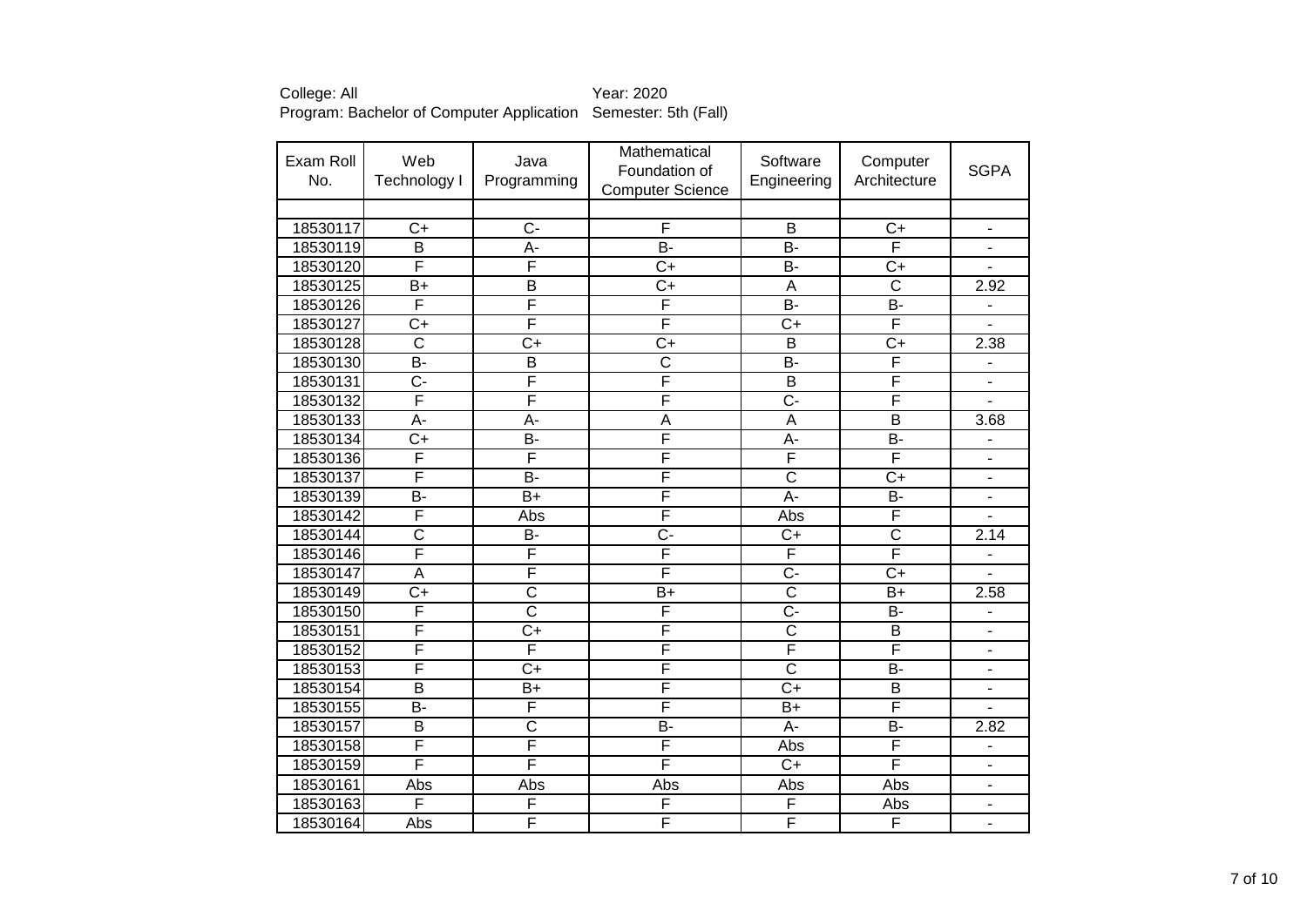College: All | Year: 2020
Program: Bachelor of Computer Application | Semester: 5th (Fall)

| Exam Roll No. | Web Technology I | Java Programming | Mathematical Foundation of Computer Science | Software Engineering | Computer Architecture | SGPA |
|---|---|---|---|---|---|---|
| | | | | | | |
| 18530117 | C+ | C- | F | B | C+ | - |
| 18530119 | B | A- | B- | B- | F | - |
| 18530120 | F | F | C+ | B- | C+ | - |
| 18530125 | B+ | B | C+ | A | C | 2.92 |
| 18530126 | F | F | F | B- | B- | - |
| 18530127 | C+ | F | F | C+ | F | - |
| 18530128 | C | C+ | C+ | B | C+ | 2.38 |
| 18530130 | B- | B | C | B- | F | - |
| 18530131 | C- | F | F | B | F | - |
| 18530132 | F | F | F | C- | F | - |
| 18530133 | A- | A- | A | A | B | 3.68 |
| 18530134 | C+ | B- | F | A- | B- | - |
| 18530136 | F | F | F | F | F | - |
| 18530137 | F | B- | F | C | C+ | - |
| 18530139 | B- | B+ | F | A- | B- | - |
| 18530142 | F | Abs | F | Abs | F | - |
| 18530144 | C | B- | C- | C+ | C | 2.14 |
| 18530146 | F | F | F | F | F | - |
| 18530147 | A | F | F | C- | C+ | - |
| 18530149 | C+ | C | B+ | C | B+ | 2.58 |
| 18530150 | F | C | F | C- | B- | - |
| 18530151 | F | C+ | F | C | B | - |
| 18530152 | F | F | F | F | F | - |
| 18530153 | F | C+ | F | C | B- | - |
| 18530154 | B | B+ | F | C+ | B | - |
| 18530155 | B- | F | F | B+ | F | - |
| 18530157 | B | C | B- | A- | B- | 2.82 |
| 18530158 | F | F | F | Abs | F | - |
| 18530159 | F | F | F | C+ | F | - |
| 18530161 | Abs | Abs | Abs | Abs | Abs | - |
| 18530163 | F | F | F | F | Abs | - |
| 18530164 | Abs | F | F | F | F | - |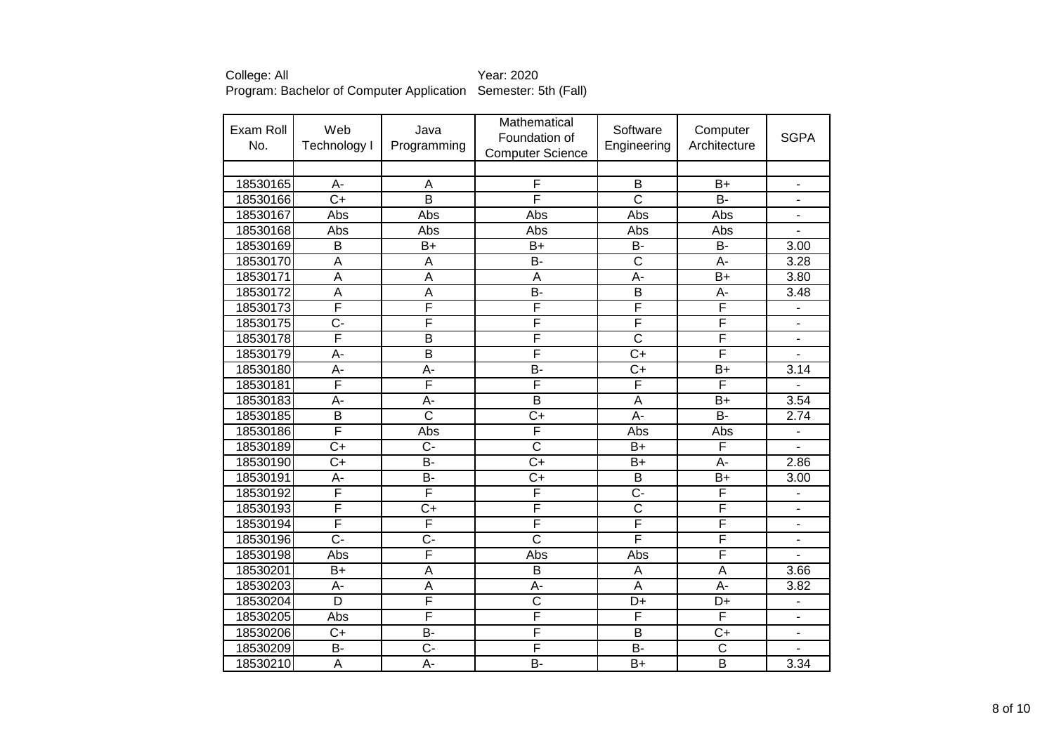College: All Year: 2020

Program: Bachelor of Computer Application Semester: 5th (Fall)

| Exam Roll No. | Web Technology I | Java Programming | Mathematical Foundation of Computer Science | Software Engineering | Computer Architecture | SGPA |
|---|---|---|---|---|---|---|
| | | | | | | |
| 18530165 | A- | A | F | B | B+ | - |
| 18530166 | C+ | B | F | C | B- | - |
| 18530167 | Abs | Abs | Abs | Abs | Abs | - |
| 18530168 | Abs | Abs | Abs | Abs | Abs | - |
| 18530169 | B | B+ | B+ | B- | B- | 3.00 |
| 18530170 | A | A | B- | C | A- | 3.28 |
| 18530171 | A | A | A | A- | B+ | 3.80 |
| 18530172 | A | A | B- | B | A- | 3.48 |
| 18530173 | F | F | F | F | F | - |
| 18530175 | C- | F | F | F | F | - |
| 18530178 | F | B | F | C | F | - |
| 18530179 | A- | B | F | C+ | F | - |
| 18530180 | A- | A- | B- | C+ | B+ | 3.14 |
| 18530181 | F | F | F | F | F | - |
| 18530183 | A- | A- | B | A | B+ | 3.54 |
| 18530185 | B | C | C+ | A- | B- | 2.74 |
| 18530186 | F | Abs | F | Abs | Abs | - |
| 18530189 | C+ | C- | C | B+ | F | - |
| 18530190 | C+ | B- | C+ | B+ | A- | 2.86 |
| 18530191 | A- | B- | C+ | B | B+ | 3.00 |
| 18530192 | F | F | F | C- | F | - |
| 18530193 | F | C+ | F | C | F | - |
| 18530194 | F | F | F | F | F | - |
| 18530196 | C- | C- | C | F | F | - |
| 18530198 | Abs | F | Abs | Abs | F | - |
| 18530201 | B+ | A | B | A | A | 3.66 |
| 18530203 | A- | A | A- | A | A- | 3.82 |
| 18530204 | D | F | C | D+ | D+ | - |
| 18530205 | Abs | F | F | F | F | - |
| 18530206 | C+ | B- | F | B | C+ | - |
| 18530209 | B- | C- | F | B- | C | - |
| 18530210 | A | A- | B- | B+ | B | 3.34 |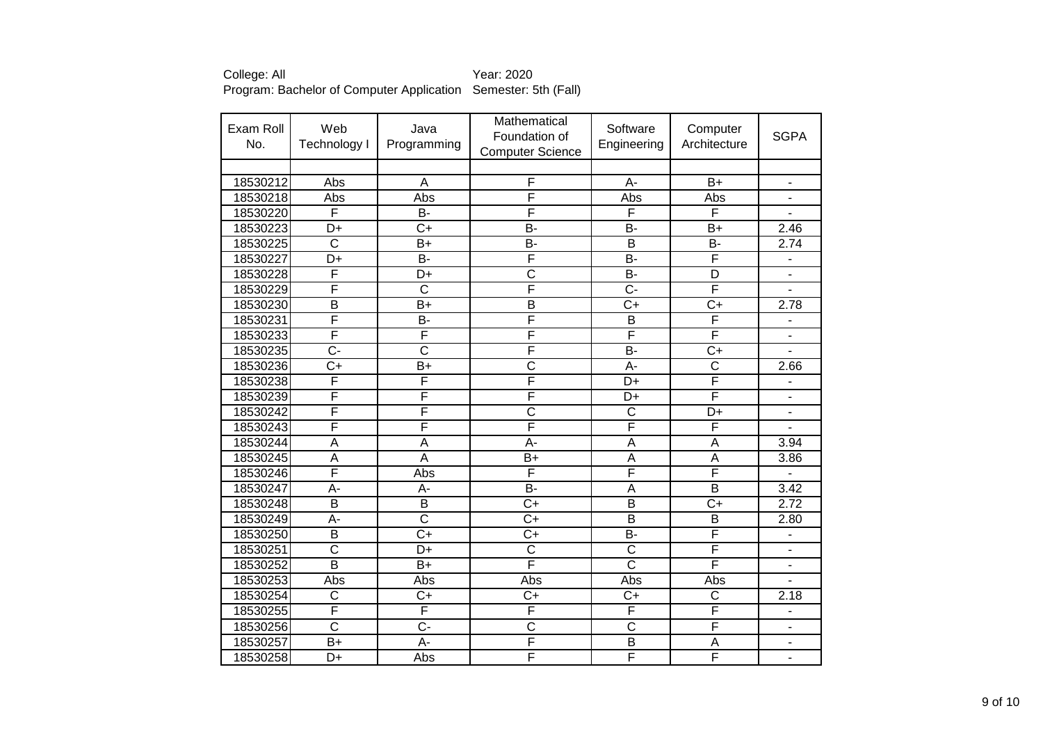College: All　　　　　　　　　　　　　　Year: 2020
Program: Bachelor of Computer Application　Semester: 5th (Fall)

| Exam Roll No. | Web Technology I | Java Programming | Mathematical Foundation of Computer Science | Software Engineering | Computer Architecture | SGPA |
|---|---|---|---|---|---|---|
| | | | | | | |
| 18530212 | Abs | A | F | A- | B+ | - |
| 18530218 | Abs | Abs | F | Abs | Abs | - |
| 18530220 | F | B- | F | F | F | - |
| 18530223 | D+ | C+ | B- | B- | B+ | 2.46 |
| 18530225 | C | B+ | B- | B | B- | 2.74 |
| 18530227 | D+ | B- | F | B- | F | - |
| 18530228 | F | D+ | C | B- | D | - |
| 18530229 | F | C | F | C- | F | - |
| 18530230 | B | B+ | B | C+ | C+ | 2.78 |
| 18530231 | F | B- | F | B | F | - |
| 18530233 | F | F | F | F | F | - |
| 18530235 | C- | C | F | B- | C+ | - |
| 18530236 | C+ | B+ | C | A- | C | 2.66 |
| 18530238 | F | F | F | D+ | F | - |
| 18530239 | F | F | F | D+ | F | - |
| 18530242 | F | F | C | C | D+ | - |
| 18530243 | F | F | F | F | F | - |
| 18530244 | A | A | A- | A | A | 3.94 |
| 18530245 | A | A | B+ | A | A | 3.86 |
| 18530246 | F | Abs | F | F | F | - |
| 18530247 | A- | A- | B- | A | B | 3.42 |
| 18530248 | B | B | C+ | B | C+ | 2.72 |
| 18530249 | A- | C | C+ | B | B | 2.80 |
| 18530250 | B | C+ | C+ | B- | F | - |
| 18530251 | C | D+ | C | C | F | - |
| 18530252 | B | B+ | F | C | F | - |
| 18530253 | Abs | Abs | Abs | Abs | Abs | - |
| 18530254 | C | C+ | C+ | C+ | C | 2.18 |
| 18530255 | F | F | F | F | F | - |
| 18530256 | C | C- | C | C | F | - |
| 18530257 | B+ | A- | F | B | A | - |
| 18530258 | D+ | Abs | F | F | F | - |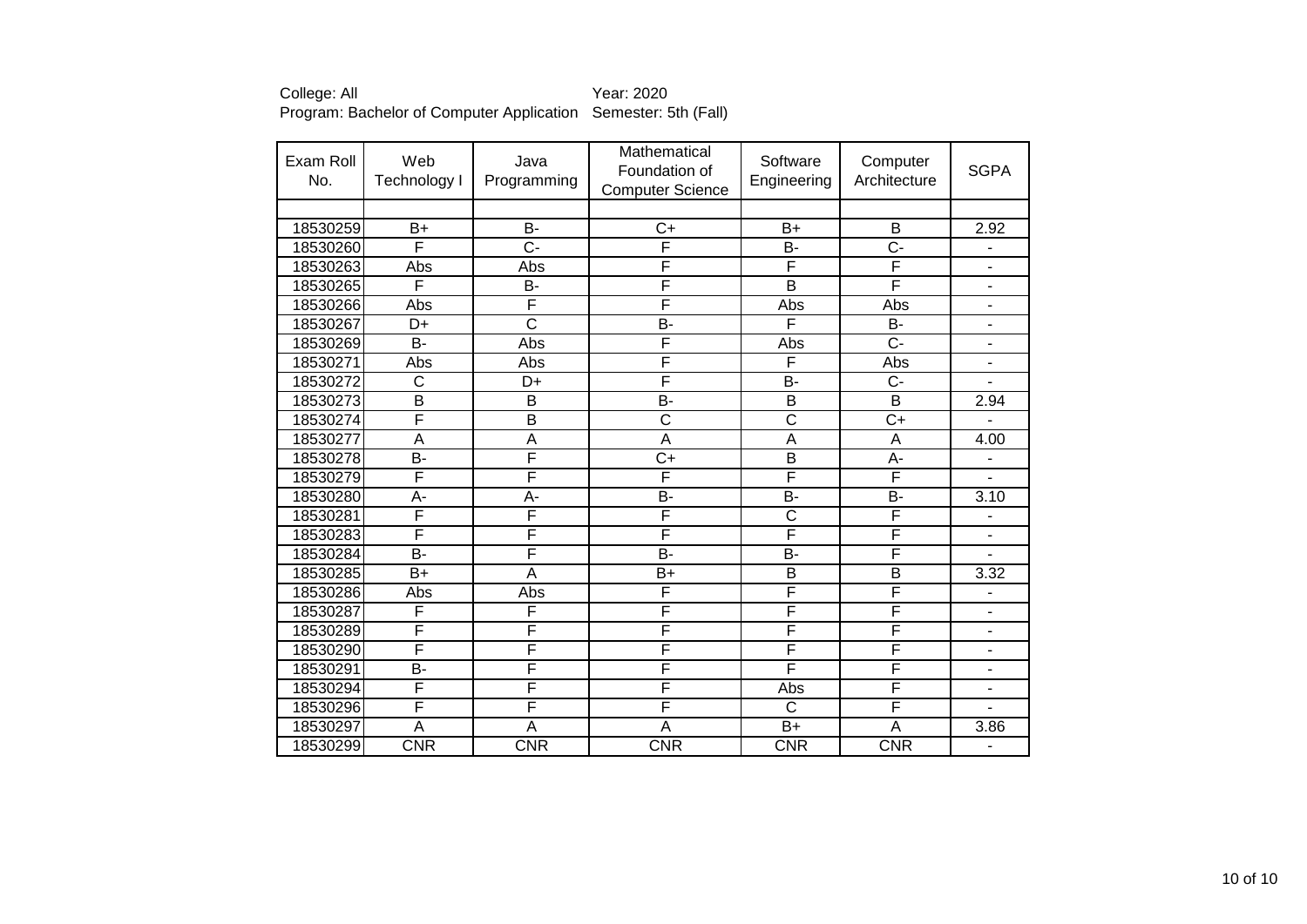College: All	Year: 2020

Program: Bachelor of Computer Application	Semester: 5th (Fall)

| Exam Roll No. | Web Technology I | Java Programming | Mathematical Foundation of Computer Science | Software Engineering | Computer Architecture | SGPA |
|---|---|---|---|---|---|---|
| | | | | | | |
| 18530259 | B+ | B- | C+ | B+ | B | 2.92 |
| 18530260 | F | C- | F | B- | C- | - |
| 18530263 | Abs | Abs | F | F | F | - |
| 18530265 | F | B- | F | B | F | - |
| 18530266 | Abs | F | F | Abs | Abs | - |
| 18530267 | D+ | C | B- | F | B- | - |
| 18530269 | B- | Abs | F | Abs | C- | - |
| 18530271 | Abs | Abs | F | F | Abs | - |
| 18530272 | C | D+ | F | B- | C- | - |
| 18530273 | B | B | B- | B | B | 2.94 |
| 18530274 | F | B | C | C | C+ | - |
| 18530277 | A | A | A | A | A | 4.00 |
| 18530278 | B- | F | C+ | B | A- | - |
| 18530279 | F | F | F | F | F | - |
| 18530280 | A- | A- | B- | B- | B- | 3.10 |
| 18530281 | F | F | F | C | F | - |
| 18530283 | F | F | F | F | F | - |
| 18530284 | B- | F | B- | B- | F | - |
| 18530285 | B+ | A | B+ | B | B | 3.32 |
| 18530286 | Abs | Abs | F | F | F | - |
| 18530287 | F | F | F | F | F | - |
| 18530289 | F | F | F | F | F | - |
| 18530290 | F | F | F | F | F | - |
| 18530291 | B- | F | F | F | F | - |
| 18530294 | F | F | F | Abs | F | - |
| 18530296 | F | F | F | C | F | - |
| 18530297 | A | A | A | B+ | A | 3.86 |
| 18530299 | CNR | CNR | CNR | CNR | CNR | - |